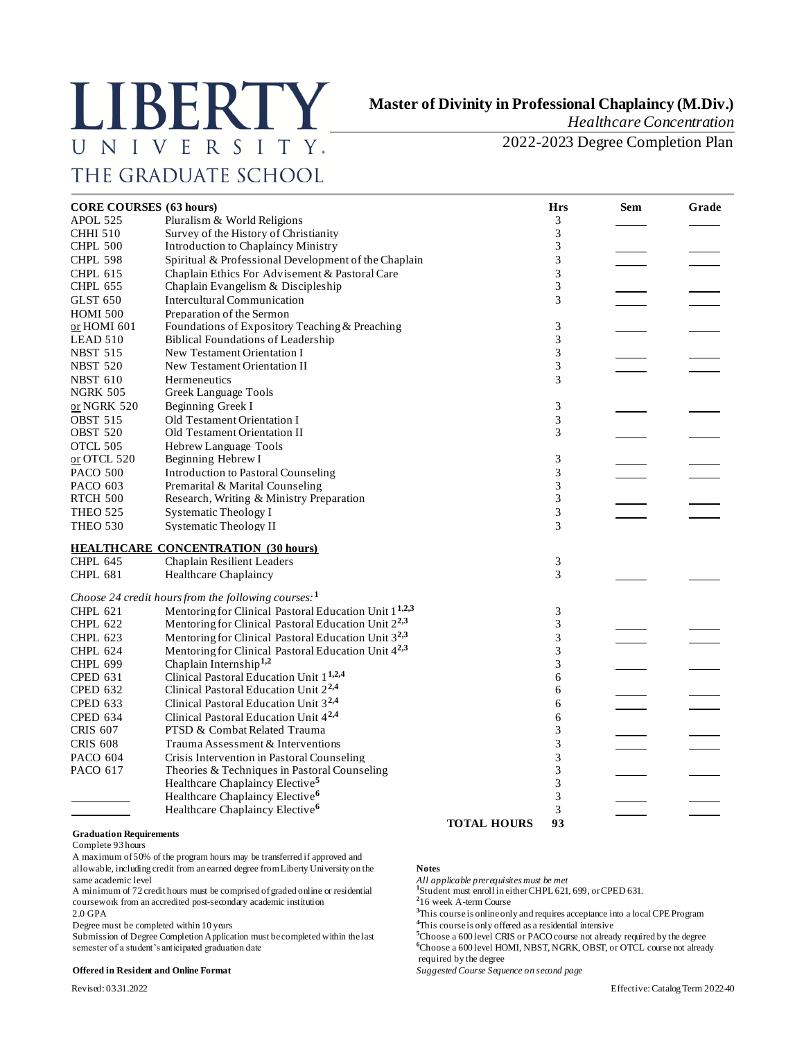# LIBERTY UNIVERSITY.
# THE GRADUATE SCHOOL

## Master of Divinity in Professional Chaplaincy (M.Div.)

*Healthcare Concentration*

2022-2023 Degree Completion Plan

| CORE COURSES (63 hours) | | Hrs | Sem | Grade |
|---|---|---|---|---|
| APOL 525 | Pluralism & World Religions | 3 | | |
| CHHI 510 | Survey of the History of Christianity | 3 | | |
| CHPL 500 | Introduction to Chaplaincy Ministry | 3 | | |
| CHPL 598 | Spiritual & Professional Development of the Chaplain | 3 | | |
| CHPL 615 | Chaplain Ethics For Advisement & Pastoral Care | 3 | | |
| CHPL 655 | Chaplain Evangelism & Discipleship | 3 | | |
| GLST 650 | Intercultural Communication | 3 | | |
| HOMI 500 <br> or HOMI 601 | Preparation of the Sermon <br> Foundations of Expository Teaching & Preaching | 3 | | |
| LEAD 510 | Biblical Foundations of Leadership | 3 | | |
| NBST 515 | New Testament Orientation I | 3 | | |
| NBST 520 | New Testament Orientation II | 3 | | |
| NBST 610 | Hermeneutics | 3 | | |
| NGRK 505 <br> or NGRK 520 | Greek Language Tools <br> Beginning Greek I | 3 | | |
| OBST 515 | Old Testament Orientation I | 3 | | |
| OBST 520 | Old Testament Orientation II | 3 | | |
| OTCL 505 <br> or OTCL 520 | Hebrew Language Tools <br> Beginning Hebrew I | 3 | | |
| PACO 500 | Introduction to Pastoral Counseling | 3 | | |
| PACO 603 | Premarital & Marital Counseling | 3 | | |
| RTCH 500 | Research, Writing & Ministry Preparation | 3 | | |
| THEO 525 | Systematic Theology I | 3 | | |
| THEO 530 | Systematic Theology II | 3 | | |
| **HEALTHCARE CONCENTRATION (30 hours)** | | | | |
| CHPL 645 | Chaplain Resilient Leaders | 3 | | |
| CHPL 681 | Healthcare Chaplaincy | 3 | | |
| *Choose 24 credit hours from the following courses:*[1] | | | | |
| CHPL 621 | Mentoring for Clinical Pastoral Education Unit 1[1,2,3] | 3 | | |
| CHPL 622 | Mentoring for Clinical Pastoral Education Unit 2[2,3] | 3 | | |
| CHPL 623 | Mentoring for Clinical Pastoral Education Unit 3[2,3] | 3 | | |
| CHPL 624 | Mentoring for Clinical Pastoral Education Unit 4[2,3] | 3 | | |
| CHPL 699 | Chaplain Internship[1,2] | 3 | | |
| CPED 631 | Clinical Pastoral Education Unit 1[1,2,4] | 6 | | |
| CPED 632 | Clinical Pastoral Education Unit 2[2,4] | 6 | | |
| CPED 633 | Clinical Pastoral Education Unit 3[2,4] | 6 | | |
| CPED 634 | Clinical Pastoral Education Unit 4[2,4] | 6 | | |
| CRIS 607 | PTSD & Combat Related Trauma | 3 | | |
| CRIS 608 | Trauma Assessment & Interventions | 3 | | |
| PACO 604 | Crisis Intervention in Pastoral Counseling | 3 | | |
| PACO 617 | Theories & Techniques in Pastoral Counseling | 3 | | |
| | Healthcare Chaplaincy Elective[5] | 3 | | |
| ______ | Healthcare Chaplaincy Elective[6] | 3 | | |
| ______ | Healthcare Chaplaincy Elective[6] | 3 | | |
| | **TOTAL HOURS** | **93** | | |

**Graduation Requirements**

Complete 93 hours

A maximum of 50% of the program hours may be transferred if approved and allowable, including credit from an earned degree from Liberty University on the same academic level

A minimum of 72 credit hours must be comprised of graded online or residential coursework from an accredited post-secondary academic institution

2.0 GPA

Degree must be completed within 10 years

Submission of Degree Completion Application must be completed within the last semester of a student's anticipated graduation date

**Offered in Resident and Online Format**

**Notes**

*All applicable prerequisites must be met*

[1]Student must enroll in either CHPL 621, 699, or CPED 631.

[2]16 week A-term Course

[3]This course is online only and requires acceptance into a local CPE Program

[4]This course is only offered as a residential intensive

[5]Choose a 600 level CRIS or PACO course not already required by the degree

[6]Choose a 600 level HOMI, NBST, NGRK, OBST, or OTCL course not already required by the degree

*Suggested Course Sequence on second page*

Revised: 03.31.2022

Effective: Catalog Term 2022-40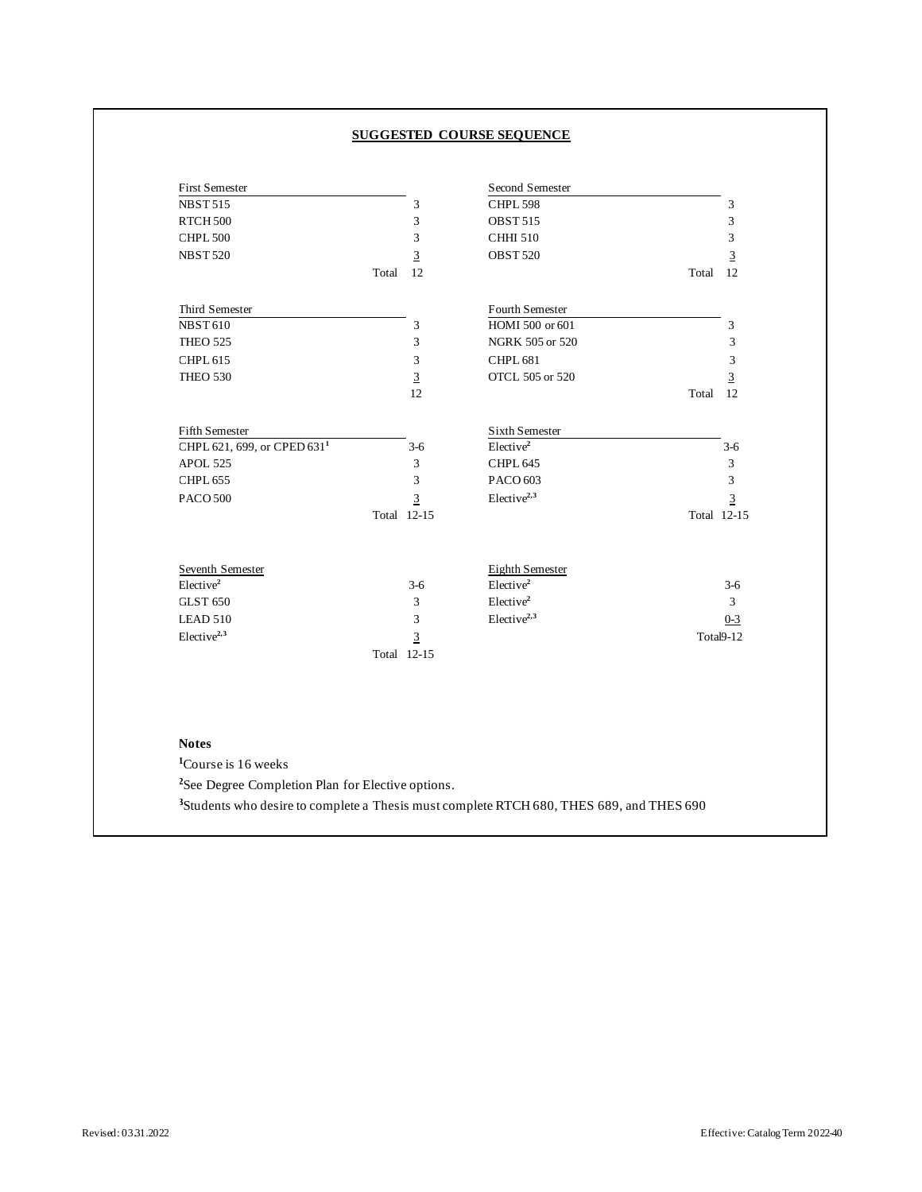## SUGGESTED COURSE SEQUENCE

| First Semester | | Second Semester | |
|---|---|---|---|
| NBST 515 | 3 | CHPL 598 | 3 |
| RTCH 500 | 3 | OBST 515 | 3 |
| CHPL 500 | 3 | CHHI 510 | 3 |
| NBST 520 | 3 | OBST 520 | 3 |
| Total | 12 | Total | 12 |

| Third Semester | | Fourth Semester | |
|---|---|---|---|
| NBST 610 | 3 | HOMI 500 or 601 | 3 |
| THEO 525 | 3 | NGRK 505 or 520 | 3 |
| CHPL 615 | 3 | CHPL 681 | 3 |
| THEO 530 | 3 | OTCL 505 or 520 | 3 |
| | 12 | Total | 12 |

| Fifth Semester | | Sixth Semester | |
|---|---|---|---|
| CHPL 621, 699, or CPED 631[1] | 3-6 | Elective[2] | 3-6 |
| APOL 525 | 3 | CHPL 645 | 3 |
| CHPL 655 | 3 | PACO 603 | 3 |
| PACO 500 | 3 | Elective[2,3] | 3 |
| Total | 12-15 | Total | 12-15 |

| Seventh Semester | | Eighth Semester | |
|---|---|---|---|
| Elective[2] | 3-6 | Elective[2] | 3-6 |
| GLST 650 | 3 | Elective[2] | 3 |
| LEAD 510 | 3 | Elective[2,3] | 0-3 |
| Elective[2,3] | 3 | Total | 9-12 |
| Total | 12-15 | | |

**Notes**

[1]Course is 16 weeks

[2]See Degree Completion Plan for Elective options.

[3]Students who desire to complete a Thesis must complete RTCH 680, THES 689, and THES 690

Revised: 03.31.2022

Effective: Catalog Term 2022-40